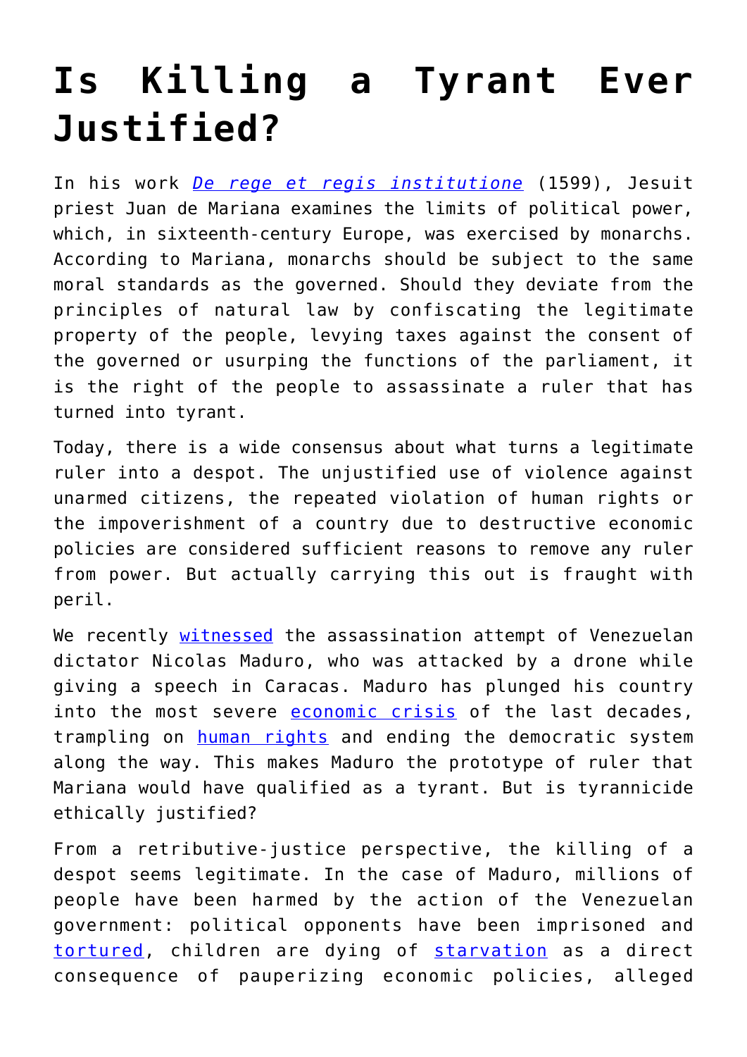# Is Killing a Tyrant Ever Justified?

In his work *De rege et regis institutione* (1599), Jesuit priest Juan de Mariana examines the limits of political power, which, in sixteenth-century Europe, was exercised by monarchs. According to Mariana, monarchs should be subject to the same moral standards as the governed. Should they deviate from the principles of natural law by confiscating the legitimate property of the people, levying taxes against the consent of the governed or usurping the functions of the parliament, it is the right of the people to assassinate a ruler that has turned into tyrant.

Today, there is a wide consensus about what turns a legitimate ruler into a despot. The unjustified use of violence against unarmed citizens, the repeated violation of human rights or the impoverishment of a country due to destructive economic policies are considered sufficient reasons to remove any ruler from power. But actually carrying this out is fraught with peril.

We recently witnessed the assassination attempt of Venezuelan dictator Nicolas Maduro, who was attacked by a drone while giving a speech in Caracas. Maduro has plunged his country into the most severe economic crisis of the last decades, trampling on human rights and ending the democratic system along the way. This makes Maduro the prototype of ruler that Mariana would have qualified as a tyrant. But is tyrannicide ethically justified?

From a retributive-justice perspective, the killing of a despot seems legitimate. In the case of Maduro, millions of people have been harmed by the action of the Venezuelan government: political opponents have been imprisoned and tortured, children are dying of starvation as a direct consequence of pauperizing economic policies, alleged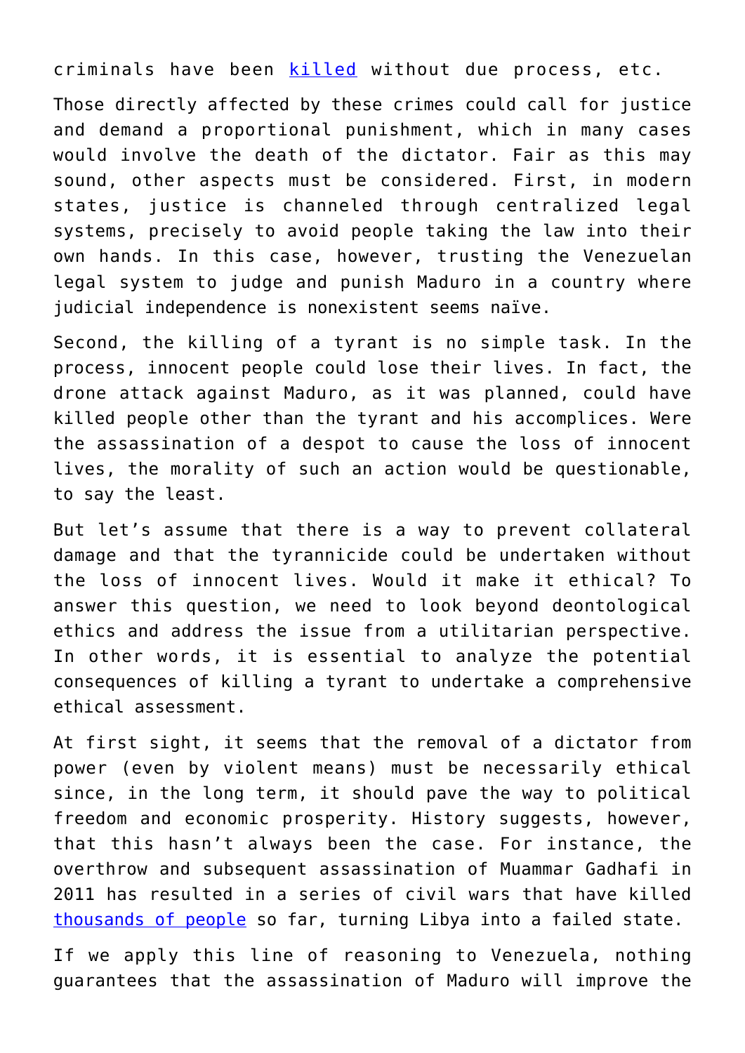criminals have been killed without due process, etc.

Those directly affected by these crimes could call for justice and demand a proportional punishment, which in many cases would involve the death of the dictator. Fair as this may sound, other aspects must be considered. First, in modern states, justice is channeled through centralized legal systems, precisely to avoid people taking the law into their own hands. In this case, however, trusting the Venezuelan legal system to judge and punish Maduro in a country where judicial independence is nonexistent seems naïve.

Second, the killing of a tyrant is no simple task. In the process, innocent people could lose their lives. In fact, the drone attack against Maduro, as it was planned, could have killed people other than the tyrant and his accomplices. Were the assassination of a despot to cause the loss of innocent lives, the morality of such an action would be questionable, to say the least.

But let's assume that there is a way to prevent collateral damage and that the tyrannicide could be undertaken without the loss of innocent lives. Would it make it ethical? To answer this question, we need to look beyond deontological ethics and address the issue from a utilitarian perspective. In other words, it is essential to analyze the potential consequences of killing a tyrant to undertake a comprehensive ethical assessment.

At first sight, it seems that the removal of a dictator from power (even by violent means) must be necessarily ethical since, in the long term, it should pave the way to political freedom and economic prosperity. History suggests, however, that this hasn't always been the case. For instance, the overthrow and subsequent assassination of Muammar Gadhafi in 2011 has resulted in a series of civil wars that have killed thousands of people so far, turning Libya into a failed state.

If we apply this line of reasoning to Venezuela, nothing guarantees that the assassination of Maduro will improve the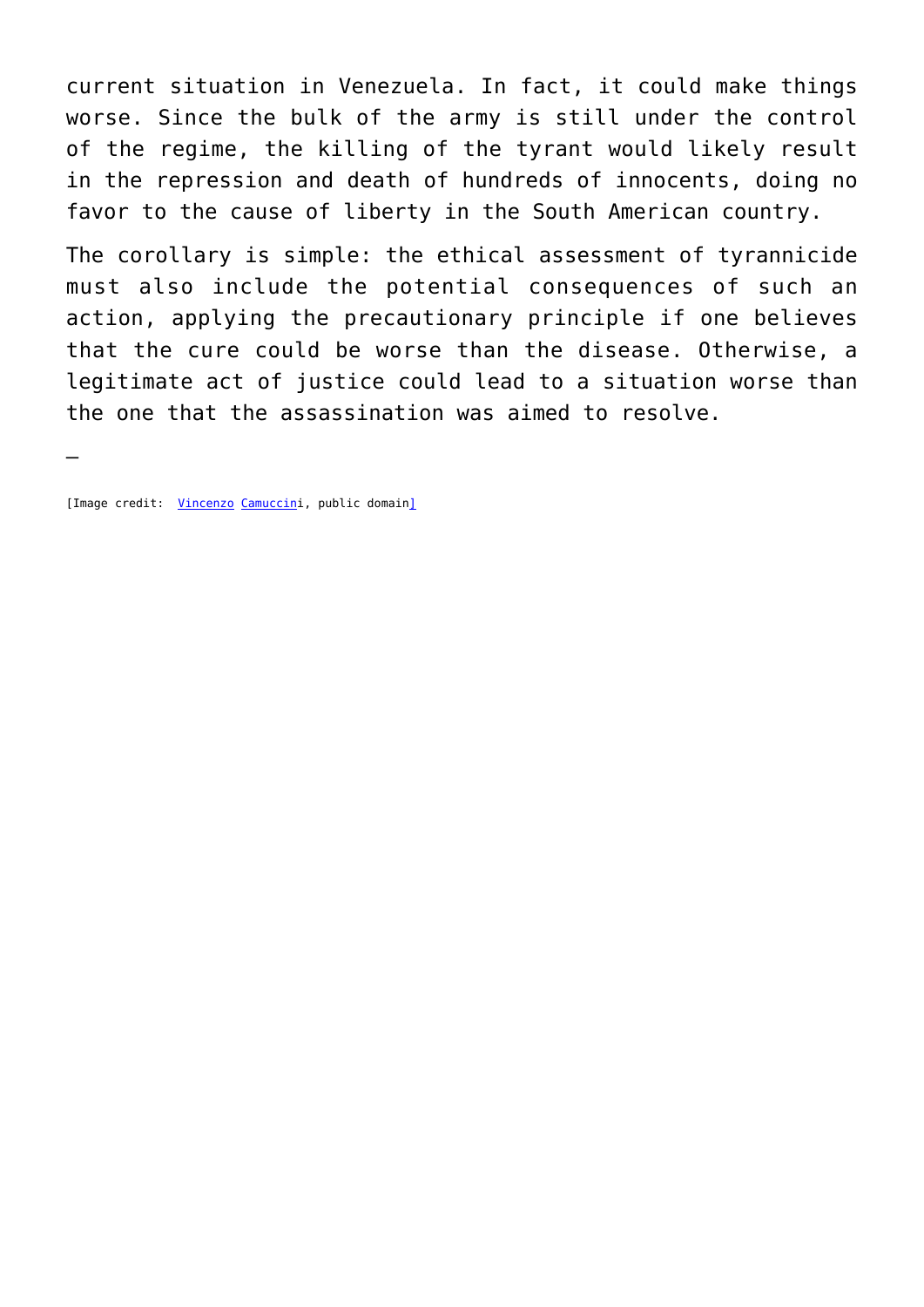current situation in Venezuela. In fact, it could make things worse. Since the bulk of the army is still under the control of the regime, the killing of the tyrant would likely result in the repression and death of hundreds of innocents, doing no favor to the cause of liberty in the South American country.

The corollary is simple: the ethical assessment of tyrannicide must also include the potential consequences of such an action, applying the precautionary principle if one believes that the cure could be worse than the disease. Otherwise, a legitimate act of justice could lead to a situation worse than the one that the assassination was aimed to resolve.

—

[Image credit: Vincenzo Camuccini, public domain]